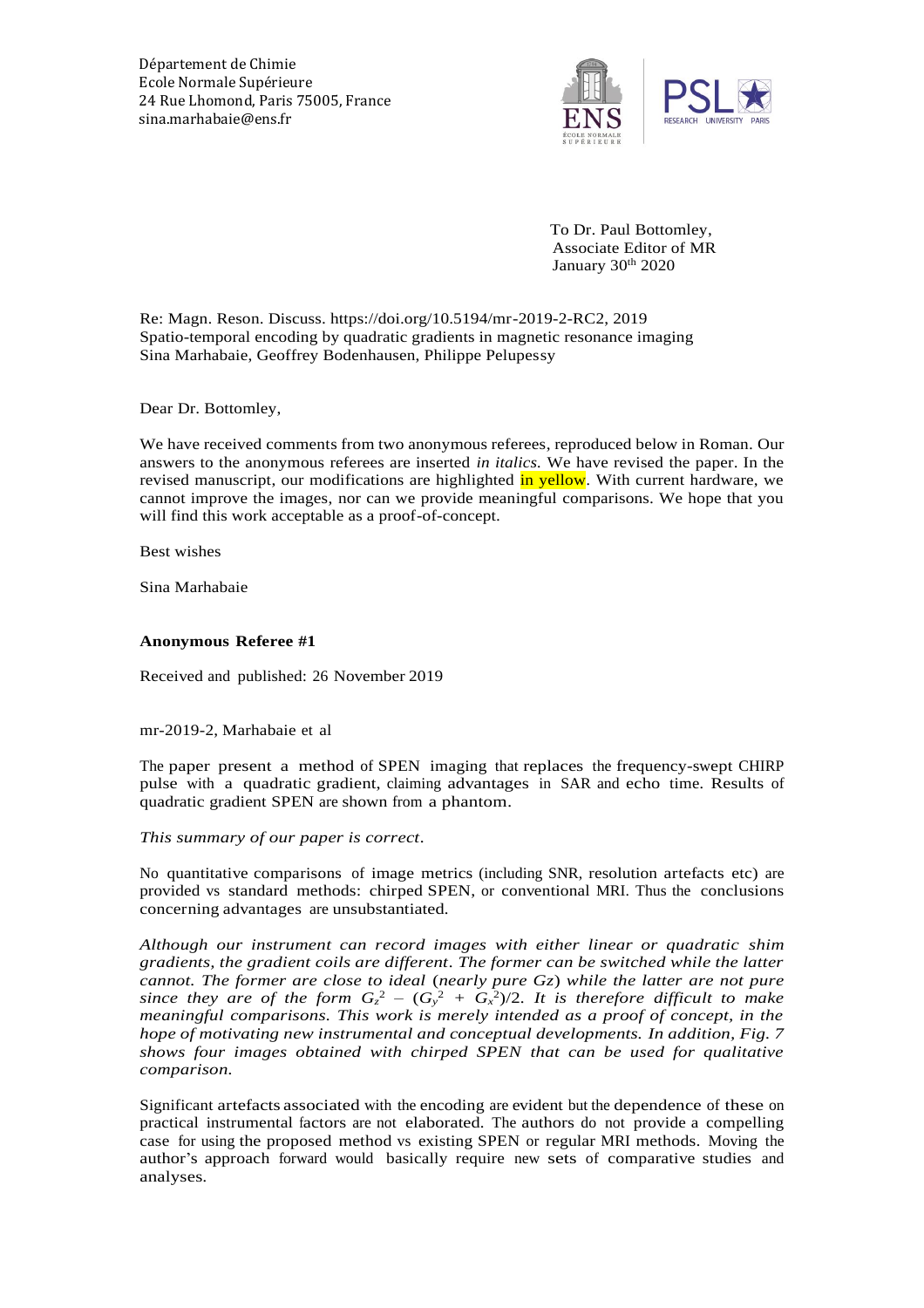Département de Chimie
Ecole Normale Supérieure
24 Rue Lhomond, Paris 75005, France
sina.marhabaie@ens.fr

To Dr. Paul Bottomley,
Associate Editor of MR
January 30th 2020

Re: Magn. Reson. Discuss. https://doi.org/10.5194/mr-2019-2-RC2, 2019
Spatio-temporal encoding by quadratic gradients in magnetic resonance imaging
Sina Marhabaie, Geoffrey Bodenhausen, Philippe Pelupessy

Dear Dr. Bottomley,

We have received comments from two anonymous referees, reproduced below in Roman. Our answers to the anonymous referees are inserted *in italics.* We have revised the paper. In the revised manuscript, our modifications are highlighted in yellow. With current hardware, we cannot improve the images, nor can we provide meaningful comparisons. We hope that you will find this work acceptable as a proof-of-concept.

Best wishes

Sina Marhabaie

**Anonymous Referee #1**

Received and published: 26 November 2019

mr-2019-2, Marhabaie et al

The paper present a method of SPEN imaging that replaces the frequency-swept CHIRP pulse with a quadratic gradient, claiming advantages in SAR and echo time. Results of quadratic gradient SPEN are shown from a phantom.

*This summary of our paper is correct.*

No quantitative comparisons of image metrics (including SNR, resolution artefacts etc) are provided vs standard methods: chirped SPEN, or conventional MRI. Thus the conclusions concerning advantages are unsubstantiated.

*Although our instrument can record images with either linear or quadratic shim gradients, the gradient coils are different. The former can be switched while the latter cannot. The former are close to ideal (nearly pure Gz) while the latter are not pure since they are of the form $G_z^2 - (G_y^2 + G_x^2)/2$. It is therefore difficult to make meaningful comparisons. This work is merely intended as a proof of concept, in the hope of motivating new instrumental and conceptual developments. In addition, Fig. 7 shows four images obtained with chirped SPEN that can be used for qualitative comparison.*

Significant artefacts associated with the encoding are evident but the dependence of these on practical instrumental factors are not elaborated. The authors do not provide a compelling case for using the proposed method vs existing SPEN or regular MRI methods. Moving the author's approach forward would basically require new sets of comparative studies and analyses.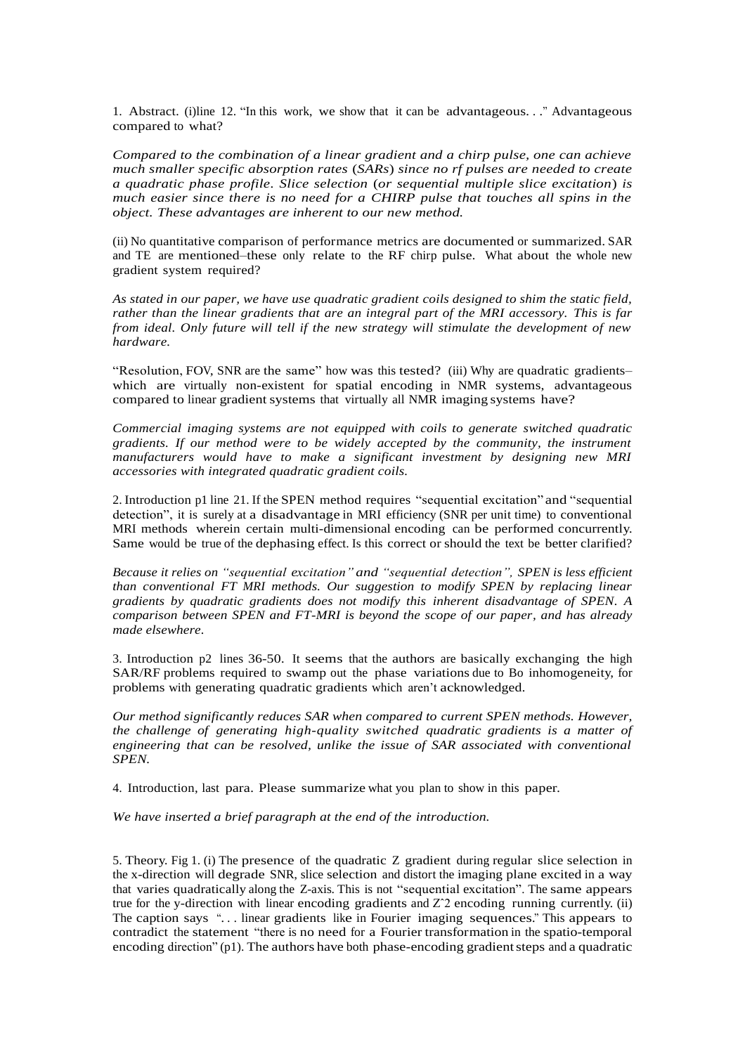1. Abstract. (i)line 12. "In this work, we show that it can be advantageous. . ." Advantageous compared to what?

*Compared to the combination of a linear gradient and a chirp pulse, one can achieve much smaller specific absorption rates (SARs) since no rf pulses are needed to create a quadratic phase profile. Slice selection (or sequential multiple slice excitation) is much easier since there is no need for a CHIRP pulse that touches all spins in the object. These advantages are inherent to our new method.*

(ii) No quantitative comparison of performance metrics are documented or summarized. SAR and TE are mentioned–these only relate to the RF chirp pulse. What about the whole new gradient system required?

*As stated in our paper, we have use quadratic gradient coils designed to shim the static field, rather than the linear gradients that are an integral part of the MRI accessory. This is far from ideal. Only future will tell if the new strategy will stimulate the development of new hardware.*

"Resolution, FOV, SNR are the same" how was this tested? (iii) Why are quadratic gradients– which are virtually non-existent for spatial encoding in NMR systems, advantageous compared to linear gradient systems that virtually all NMR imaging systems have?

*Commercial imaging systems are not equipped with coils to generate switched quadratic gradients. If our method were to be widely accepted by the community, the instrument manufacturers would have to make a significant investment by designing new MRI accessories with integrated quadratic gradient coils.*

2. Introduction p1 line 21. If the SPEN method requires "sequential excitation" and "sequential detection", it is surely at a disadvantage in MRI efficiency (SNR per unit time) to conventional MRI methods wherein certain multi-dimensional encoding can be performed concurrently. Same would be true of the dephasing effect. Is this correct or should the text be better clarified?

*Because it relies on "sequential excitation" and "sequential detection", SPEN is less efficient than conventional FT MRI methods. Our suggestion to modify SPEN by replacing linear gradients by quadratic gradients does not modify this inherent disadvantage of SPEN. A comparison between SPEN and FT-MRI is beyond the scope of our paper, and has already made elsewhere.*

3. Introduction p2 lines 36-50. It seems that the authors are basically exchanging the high SAR/RF problems required to swamp out the phase variations due to Bo inhomogeneity, for problems with generating quadratic gradients which aren't acknowledged.

*Our method significantly reduces SAR when compared to current SPEN methods. However, the challenge of generating high-quality switched quadratic gradients is a matter of engineering that can be resolved, unlike the issue of SAR associated with conventional SPEN.*

4. Introduction, last para. Please summarize what you plan to show in this paper.

*We have inserted a brief paragraph at the end of the introduction.*

5. Theory. Fig 1. (i) The presence of the quadratic Z gradient during regular slice selection in the x-direction will degrade SNR, slice selection and distort the imaging plane excited in a way that varies quadratically along the Z-axis. This is not "sequential excitation". The same appears true for the y-direction with linear encoding gradients and Z^2 encoding running currently. (ii) The caption says ". . . linear gradients like in Fourier imaging sequences." This appears to contradict the statement "there is no need for a Fourier transformation in the spatio-temporal encoding direction" (p1). The authors have both phase-encoding gradient steps and a quadratic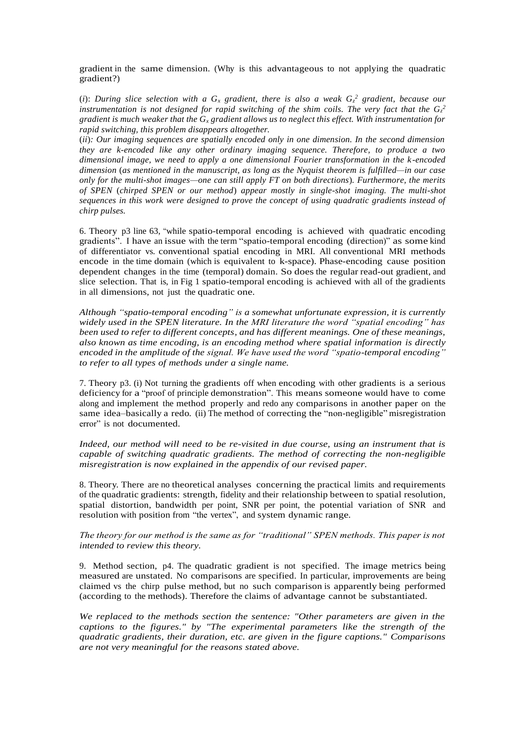gradient in the same dimension. (Why is this advantageous to not applying the quadratic gradient?)

(*i*): *During slice selection with a $G_x$ gradient, there is also a weak $G_z^2$ gradient, because our instrumentation is not designed for rapid switching of the shim coils. The very fact that the $G_z^2$ gradient is much weaker that the $G_x$ gradient allows us to neglect this effect. With instrumentation for rapid switching, this problem disappears altogether.*

(*ii*)*: Our imaging sequences are spatially encoded only in one dimension. In the second dimension they are k-encoded like any other ordinary imaging sequence. Therefore, to produce a two dimensional image, we need to apply a one dimensional Fourier transformation in the k-encoded dimension (as mentioned in the manuscript, as long as the Nyquist theorem is fulfilled—in our case only for the multi-shot images—one can still apply FT on both directions). Furthermore, the merits of SPEN (chirped SPEN or our method) appear mostly in single-shot imaging. The multi-shot sequences in this work were designed to prove the concept of using quadratic gradients instead of chirp pulses.*

6. Theory p3 line 63, "while spatio-temporal encoding is achieved with quadratic encoding gradients". I have an issue with the term "spatio-temporal encoding (direction)" as some kind of differentiator vs. conventional spatial encoding in MRI. All conventional MRI methods encode in the time domain (which is equivalent to k-space). Phase-encoding cause position dependent changes in the time (temporal) domain. So does the regular read-out gradient, and slice selection. That is, in Fig 1 spatio-temporal encoding is achieved with all of the gradients in all dimensions, not just the quadratic one.

*Although "spatio-temporal encoding" is a somewhat unfortunate expression, it is currently widely used in the SPEN literature. In the MRI literature the word "spatial encoding" has been used to refer to different concepts, and has different meanings. One of these meanings, also known as time encoding, is an encoding method where spatial information is directly encoded in the amplitude of the signal. We have used the word "spatio-temporal encoding" to refer to all types of methods under a single name.*

7. Theory p3. (i) Not turning the gradients off when encoding with other gradients is a serious deficiency for a "proof of principle demonstration". This means someone would have to come along and implement the method properly and redo any comparisons in another paper on the same idea–basically a redo. (ii) The method of correcting the "non-negligible" misregistration error" is not documented.

*Indeed, our method will need to be re-visited in due course, using an instrument that is capable of switching quadratic gradients. The method of correcting the non-negligible misregistration is now explained in the appendix of our revised paper.*

8. Theory. There are no theoretical analyses concerning the practical limits and requirements of the quadratic gradients: strength, fidelity and their relationship between to spatial resolution, spatial distortion, bandwidth per point, SNR per point, the potential variation of SNR and resolution with position from "the vertex", and system dynamic range.

*The theory for our method is the same as for "traditional" SPEN methods. This paper is not intended to review this theory.*

9. Method section, p4. The quadratic gradient is not specified. The image metrics being measured are unstated. No comparisons are specified. In particular, improvements are being claimed vs the chirp pulse method, but no such comparison is apparently being performed (according to the methods). Therefore the claims of advantage cannot be substantiated.

*We replaced to the methods section the sentence: "Other parameters are given in the captions to the figures." by "The experimental parameters like the strength of the quadratic gradients, their duration, etc. are given in the figure captions." Comparisons are not very meaningful for the reasons stated above.*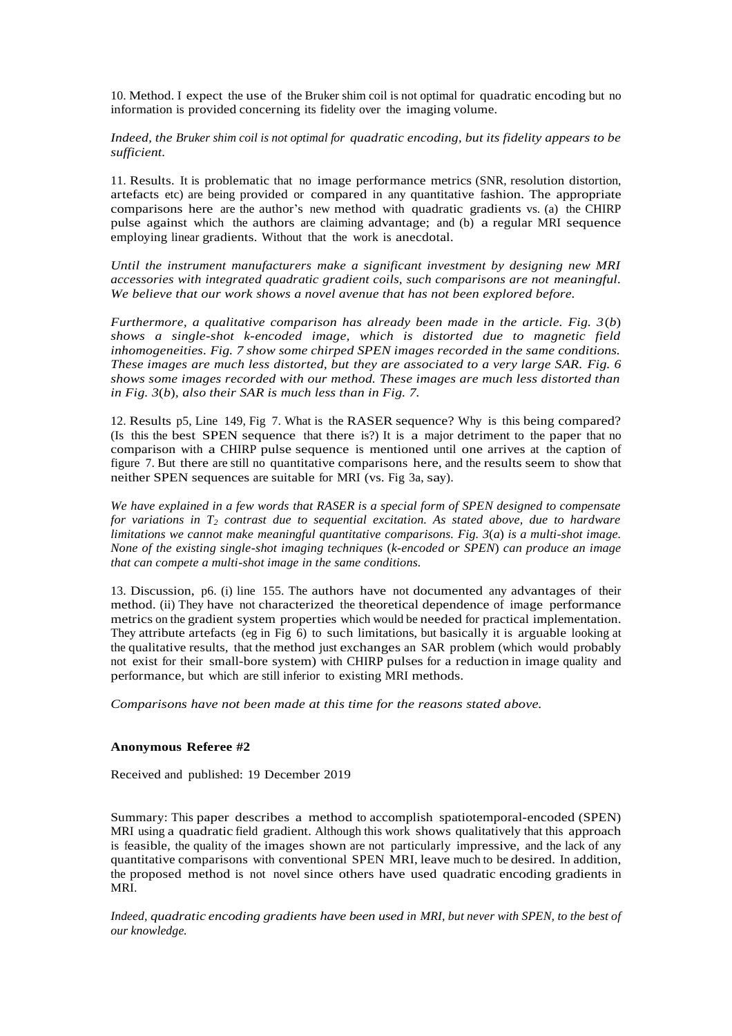10. Method. I expect the use of the Bruker shim coil is not optimal for quadratic encoding but no information is provided concerning its fidelity over the imaging volume.

*Indeed, the Bruker shim coil is not optimal for quadratic encoding, but its fidelity appears to be sufficient.*

11. Results. It is problematic that no image performance metrics (SNR, resolution distortion, artefacts etc) are being provided or compared in any quantitative fashion. The appropriate comparisons here are the author's new method with quadratic gradients vs. (a) the CHIRP pulse against which the authors are claiming advantage; and (b) a regular MRI sequence employing linear gradients. Without that the work is anecdotal.

*Until the instrument manufacturers make a significant investment by designing new MRI accessories with integrated quadratic gradient coils, such comparisons are not meaningful. We believe that our work shows a novel avenue that has not been explored before.*

*Furthermore, a qualitative comparison has already been made in the article. Fig. 3(b) shows a single-shot k-encoded image, which is distorted due to magnetic field inhomogeneities. Fig. 7 show some chirped SPEN images recorded in the same conditions. These images are much less distorted, but they are associated to a very large SAR. Fig. 6 shows some images recorded with our method. These images are much less distorted than in Fig. 3(b), also their SAR is much less than in Fig. 7.*

12. Results p5, Line 149, Fig 7. What is the RASER sequence? Why is this being compared? (Is this the best SPEN sequence that there is?) It is a major detriment to the paper that no comparison with a CHIRP pulse sequence is mentioned until one arrives at the caption of figure 7. But there are still no quantitative comparisons here, and the results seem to show that neither SPEN sequences are suitable for MRI (vs. Fig 3a, say).

*We have explained in a few words that RASER is a special form of SPEN designed to compensate for variations in $T_2$ contrast due to sequential excitation. As stated above, due to hardware limitations we cannot make meaningful quantitative comparisons. Fig. 3(a) is a multi-shot image. None of the existing single-shot imaging techniques (k-encoded or SPEN) can produce an image that can compete a multi-shot image in the same conditions.*

13. Discussion, p6. (i) line 155. The authors have not documented any advantages of their method. (ii) They have not characterized the theoretical dependence of image performance metrics on the gradient system properties which would be needed for practical implementation. They attribute artefacts (eg in Fig 6) to such limitations, but basically it is arguable looking at the qualitative results, that the method just exchanges an SAR problem (which would probably not exist for their small-bore system) with CHIRP pulses for a reduction in image quality and performance, but which are still inferior to existing MRI methods.

*Comparisons have not been made at this time for the reasons stated above.*

**Anonymous Referee #2**

Received and published: 19 December 2019

Summary: This paper describes a method to accomplish spatiotemporal-encoded (SPEN) MRI using a quadratic field gradient. Although this work shows qualitatively that this approach is feasible, the quality of the images shown are not particularly impressive, and the lack of any quantitative comparisons with conventional SPEN MRI, leave much to be desired. In addition, the proposed method is not novel since others have used quadratic encoding gradients in MRI.

*Indeed, quadratic encoding gradients have been used in MRI, but never with SPEN, to the best of our knowledge.*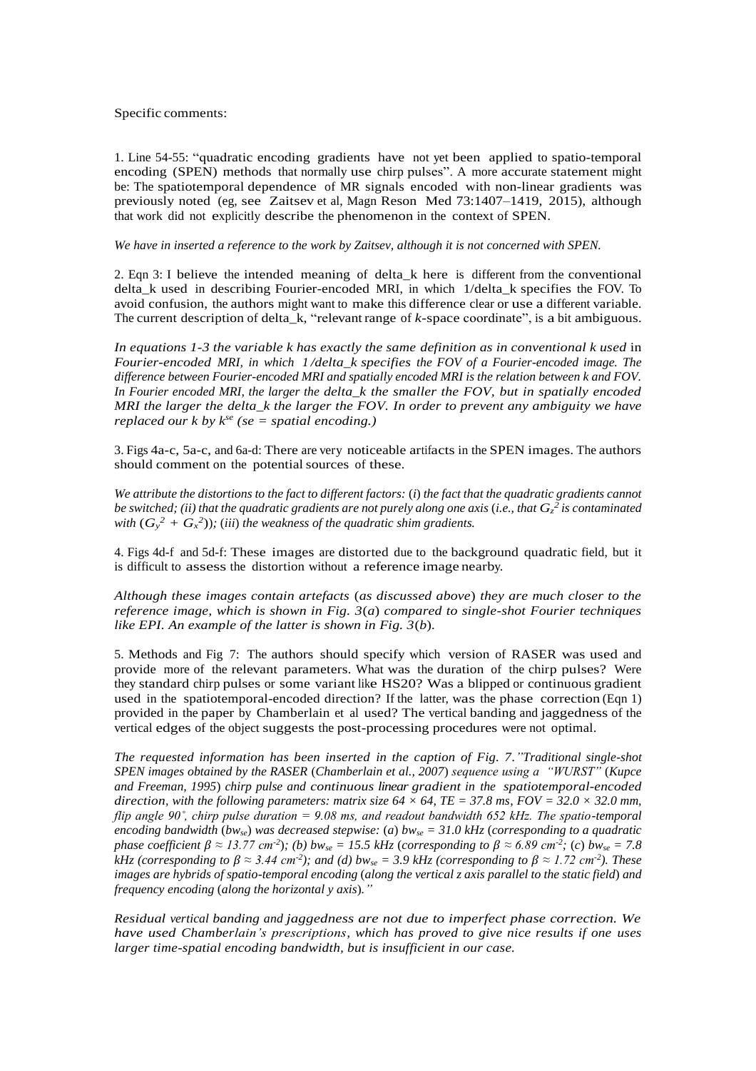Specific comments:

1. Line 54-55: "quadratic encoding gradients have not yet been applied to spatio-temporal encoding (SPEN) methods that normally use chirp pulses". A more accurate statement might be: The spatiotemporal dependence of MR signals encoded with non-linear gradients was previously noted (eg, see Zaitsev et al, Magn Reson Med 73:1407–1419, 2015), although that work did not explicitly describe the phenomenon in the context of SPEN.

*We have in inserted a reference to the work by Zaitsev, although it is not concerned with SPEN.*

2. Eqn 3: I believe the intended meaning of delta_k here is different from the conventional delta_k used in describing Fourier-encoded MRI, in which 1/delta_k specifies the FOV. To avoid confusion, the authors might want to make this difference clear or use a different variable. The current description of delta_k, "relevant range of *k*-space coordinate", is a bit ambiguous.

*In equations 1-3 the variable k has exactly the same definition as in conventional k used in Fourier-encoded MRI, in which 1/delta_k specifies the FOV of a Fourier-encoded image. The difference between Fourier-encoded MRI and spatially encoded MRI is the relation between k and FOV. In Fourier encoded MRI, the larger the delta_k the smaller the FOV, but in spatially encoded MRI the larger the delta_k the larger the FOV. In order to prevent any ambiguity we have replaced our k by $k^{se}$ (se = spatial encoding.)*

3. Figs 4a-c, 5a-c, and 6a-d: There are very noticeable artifacts in the SPEN images. The authors should comment on the potential sources of these.

*We attribute the distortions to the fact to different factors: (i) the fact that the quadratic gradients cannot be switched; (ii) that the quadratic gradients are not purely along one axis (i.e., that $G_z^2$ is contaminated with $(G_y^2 + G_x^2)$); (iii) the weakness of the quadratic shim gradients.*

4. Figs 4d-f and 5d-f: These images are distorted due to the background quadratic field, but it is difficult to assess the distortion without a reference image nearby.

*Although these images contain artefacts (as discussed above) they are much closer to the reference image, which is shown in Fig. 3(a) compared to single-shot Fourier techniques like EPI. An example of the latter is shown in Fig. 3(b).*

5. Methods and Fig 7: The authors should specify which version of RASER was used and provide more of the relevant parameters. What was the duration of the chirp pulses? Were they standard chirp pulses or some variant like HS20? Was a blipped or continuous gradient used in the spatiotemporal-encoded direction? If the latter, was the phase correction (Eqn 1) provided in the paper by Chamberlain et al used? The vertical banding and jaggedness of the vertical edges of the object suggests the post-processing procedures were not optimal.

*The requested information has been inserted in the caption of Fig. 7."Traditional single-shot SPEN images obtained by the RASER (Chamberlain et al., 2007) sequence using a "WURST" (Kupce and Freeman, 1995) chirp pulse and continuous linear gradient in the spatiotemporal-encoded direction, with the following parameters: matrix size 64 × 64, TE = 37.8 ms, FOV = 32.0 × 32.0 mm, flip angle 90˚, chirp pulse duration = 9.08 ms, and readout bandwidth 652 kHz. The spatio-temporal encoding bandwidth ($bw_{se}$) was decreased stepwise: (a) $bw_{se}$ = 31.0 kHz (corresponding to a quadratic phase coefficient $\beta \approx 13.77$ cm$^{-2}$); (b) $bw_{se}$ = 15.5 kHz (corresponding to $\beta \approx 6.89$ cm$^{-2}$; (c) $bw_{se}$ = 7.8 kHz (corresponding to $\beta \approx 3.44$ cm$^{-2}$); and (d) $bw_{se}$ = 3.9 kHz (corresponding to $\beta \approx 1.72$ cm$^{-2}$). These images are hybrids of spatio-temporal encoding (along the vertical z axis parallel to the static field) and frequency encoding (along the horizontal y axis)."*

*Residual vertical banding and jaggedness are not due to imperfect phase correction. We have used Chamberlain's prescriptions, which has proved to give nice results if one uses larger time-spatial encoding bandwidth, but is insufficient in our case.*